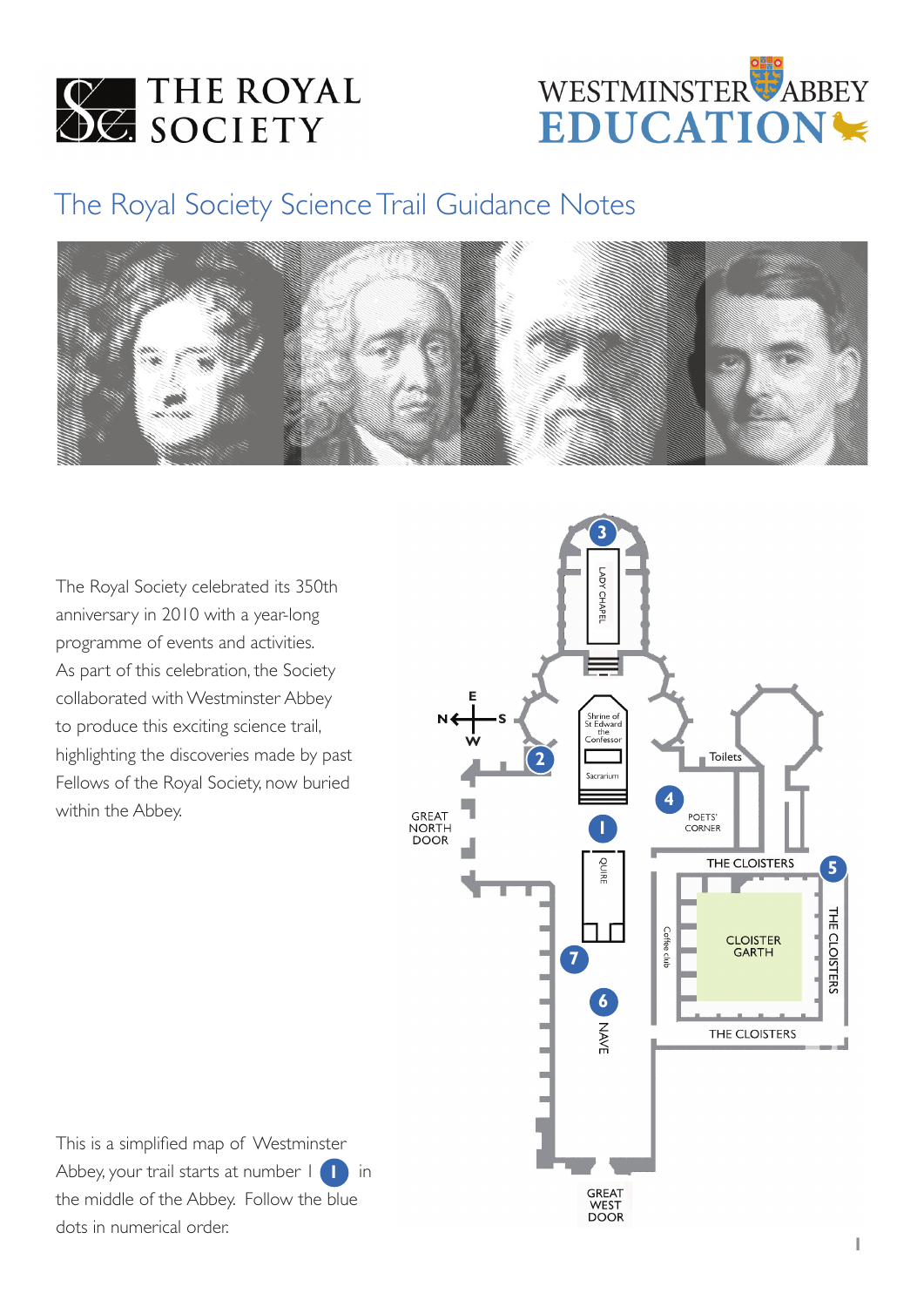THE ROYAL SOCIETY

WESTMINSTER ABBEY EDUCATION

# The Royal Society Science Trail Guidance Notes

The Royal Society celebrated its 350th anniversary in 2010 with a year-long programme of events and activities. As part of this celebration, the Society collaborated with Westminster Abbey to produce this exciting science trail, highlighting the discoveries made by past Fellows of the Royal Society, now buried within the Abbey.

This is a simplified map of Westminster Abbey, your trail starts at number 1 in the middle of the Abbey. Follow the blue dots in numerical order.

LADY CHAPEL

Shrine of St Edward the Confessor

Sacrarium

Toilets

GREAT NORTH DOOR

POETS' CORNER

QUIRE

THE CLOISTERS

CLOISTER GARTH

Coffee club

NAVE

GREAT WEST DOOR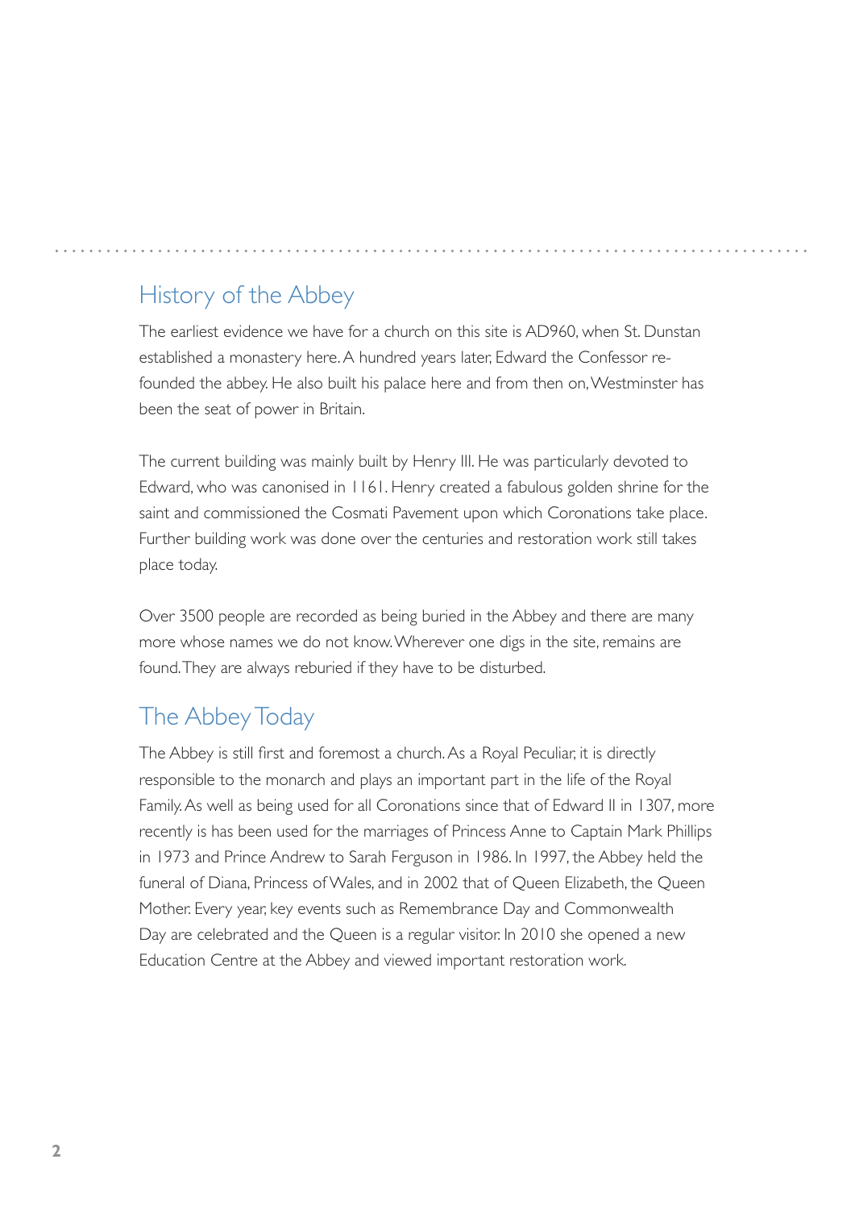## History of the Abbey

The earliest evidence we have for a church on this site is AD960, when St. Dunstan established a monastery here. A hundred years later, Edward the Confessor re-founded the abbey. He also built his palace here and from then on, Westminster has been the seat of power in Britain.

The current building was mainly built by Henry III. He was particularly devoted to Edward, who was canonised in 1161. Henry created a fabulous golden shrine for the saint and commissioned the Cosmati Pavement upon which Coronations take place. Further building work was done over the centuries and restoration work still takes place today.

Over 3500 people are recorded as being buried in the Abbey and there are many more whose names we do not know. Wherever one digs in the site, remains are found. They are always reburied if they have to be disturbed.

## The Abbey Today

The Abbey is still first and foremost a church. As a Royal Peculiar, it is directly responsible to the monarch and plays an important part in the life of the Royal Family. As well as being used for all Coronations since that of Edward II in 1307, more recently is has been used for the marriages of Princess Anne to Captain Mark Phillips in 1973 and Prince Andrew to Sarah Ferguson in 1986. In 1997, the Abbey held the funeral of Diana, Princess of Wales, and in 2002 that of Queen Elizabeth, the Queen Mother. Every year, key events such as Remembrance Day and Commonwealth Day are celebrated and the Queen is a regular visitor. In 2010 she opened a new Education Centre at the Abbey and viewed important restoration work.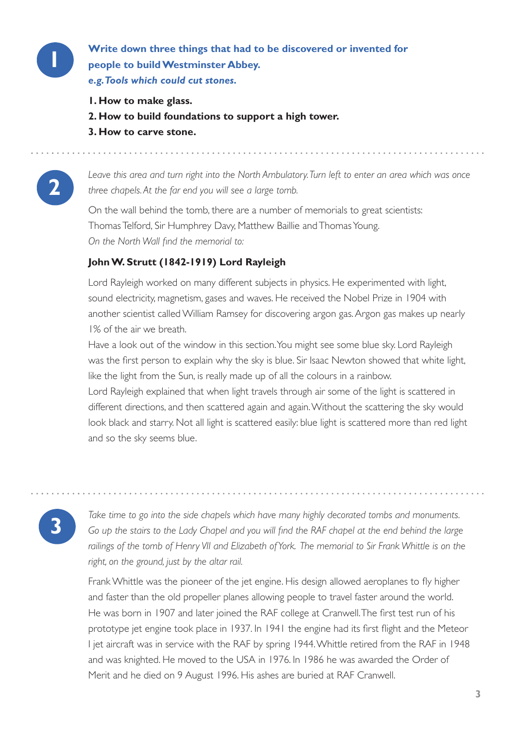**1**

**Write down three things that had to be discovered or invented for people to build Westminster Abbey.**
***e.g. Tools which could cut stones.***

**1. How to make glass.**
**2. How to build foundations to support a high tower.**
**3. How to carve stone.**

---

**2**

*Leave this area and turn right into the North Ambulatory. Turn left to enter an area which was once three chapels. At the far end you will see a large tomb.*

On the wall behind the tomb, there are a number of memorials to great scientists: Thomas Telford, Sir Humphrey Davy, Matthew Baillie and Thomas Young.
*On the North Wall find the memorial to:*

**John W. Strutt (1842-1919) Lord Rayleigh**

Lord Rayleigh worked on many different subjects in physics. He experimented with light, sound electricity, magnetism, gases and waves. He received the Nobel Prize in 1904 with another scientist called William Ramsey for discovering argon gas. Argon gas makes up nearly 1% of the air we breath.
Have a look out of the window in this section. You might see some blue sky. Lord Rayleigh was the first person to explain why the sky is blue. Sir Isaac Newton showed that white light, like the light from the Sun, is really made up of all the colours in a rainbow.
Lord Rayleigh explained that when light travels through air some of the light is scattered in different directions, and then scattered again and again. Without the scattering the sky would look black and starry. Not all light is scattered easily: blue light is scattered more than red light and so the sky seems blue.

---

**3**

*Take time to go into the side chapels which have many highly decorated tombs and monuments. Go up the stairs to the Lady Chapel and you will find the RAF chapel at the end behind the large railings of the tomb of Henry VII and Elizabeth of York. The memorial to Sir Frank Whittle is on the right, on the ground, just by the altar rail.*

Frank Whittle was the pioneer of the jet engine. His design allowed aeroplanes to fly higher and faster than the old propeller planes allowing people to travel faster around the world. He was born in 1907 and later joined the RAF college at Cranwell. The first test run of his prototype jet engine took place in 1937. In 1941 the engine had its first flight and the Meteor I jet aircraft was in service with the RAF by spring 1944. Whittle retired from the RAF in 1948 and was knighted. He moved to the USA in 1976. In 1986 he was awarded the Order of Merit and he died on 9 August 1996. His ashes are buried at RAF Cranwell.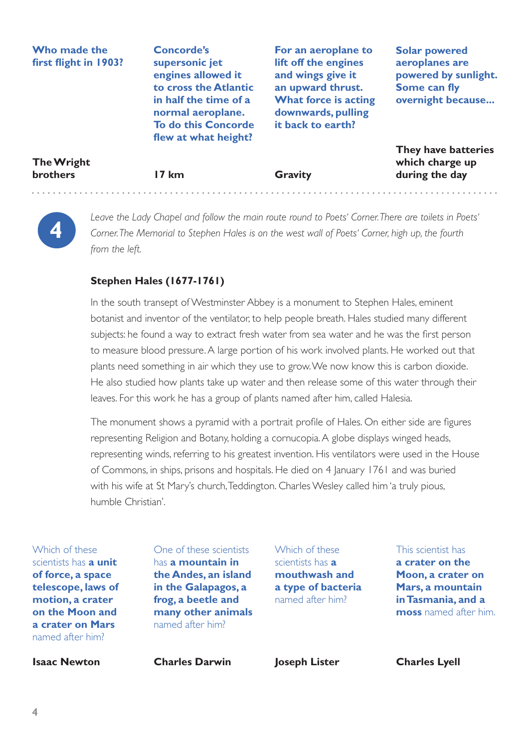**Who made the first flight in 1903?**

**The Wright brothers**

**Concorde's supersonic jet engines allowed it to cross the Atlantic in half the time of a normal aeroplane. To do this Concorde flew at what height?**

**17 km**

**For an aeroplane to lift off the engines and wings give it an upward thrust. What force is acting downwards, pulling it back to earth?**

**Gravity**

**Solar powered aeroplanes are powered by sunlight. Some can fly overnight because...**

**They have batteries which charge up during the day**

## 4

*Leave the Lady Chapel and follow the main route round to Poets' Corner. There are toilets in Poets' Corner. The Memorial to Stephen Hales is on the west wall of Poets' Corner, high up, the fourth from the left.*

### Stephen Hales (1677-1761)

In the south transept of Westminster Abbey is a monument to Stephen Hales, eminent botanist and inventor of the ventilator, to help people breath. Hales studied many different subjects: he found a way to extract fresh water from sea water and he was the first person to measure blood pressure. A large portion of his work involved plants. He worked out that plants need something in air which they use to grow. We now know this is carbon dioxide. He also studied how plants take up water and then release some of this water through their leaves. For this work he has a group of plants named after him, called Halesia.

The monument shows a pyramid with a portrait profile of Hales. On either side are figures representing Religion and Botany, holding a cornucopia. A globe displays winged heads, representing winds, referring to his greatest invention. His ventilators were used in the House of Commons, in ships, prisons and hospitals. He died on 4 January 1761 and was buried with his wife at St Mary's church, Teddington. Charles Wesley called him 'a truly pious, humble Christian'.

Which of these scientists has **a unit of force, a space telescope, laws of motion, a crater on the Moon and a crater on Mars** named after him?

**Isaac Newton**

One of these scientists has **a mountain in the Andes, an island in the Galapagos, a frog, a beetle and many other animals** named after him?

**Charles Darwin**

Which of these scientists has **a mouthwash and a type of bacteria** named after him?

**Joseph Lister**

This scientist has **a crater on the Moon, a crater on Mars, a mountain in Tasmania, and a moss** named after him.

**Charles Lyell**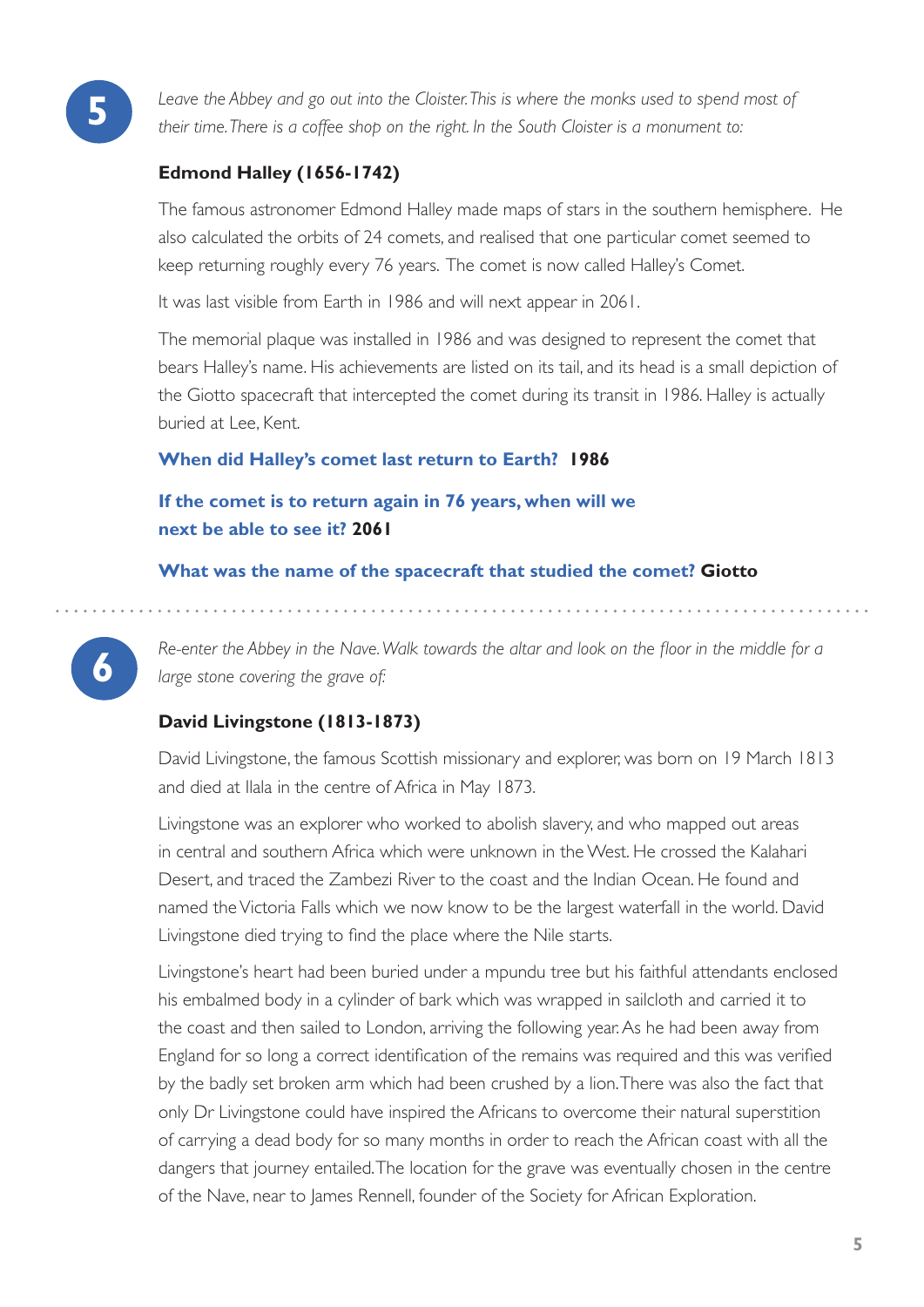**5**

*Leave the Abbey and go out into the Cloister. This is where the monks used to spend most of their time. There is a coffee shop on the right. In the South Cloister is a monument to:*

### Edmond Halley (1656-1742)

The famous astronomer Edmond Halley made maps of stars in the southern hemisphere. He also calculated the orbits of 24 comets, and realised that one particular comet seemed to keep returning roughly every 76 years. The comet is now called Halley's Comet.

It was last visible from Earth in 1986 and will next appear in 2061.

The memorial plaque was installed in 1986 and was designed to represent the comet that bears Halley's name. His achievements are listed on its tail, and its head is a small depiction of the Giotto spacecraft that intercepted the comet during its transit in 1986. Halley is actually buried at Lee, Kent.

**When did Halley's comet last return to Earth? 1986**

**If the comet is to return again in 76 years, when will we next be able to see it? 2061**

**What was the name of the spacecraft that studied the comet? Giotto**

---

**6**

*Re-enter the Abbey in the Nave. Walk towards the altar and look on the floor in the middle for a large stone covering the grave of:*

### David Livingstone (1813-1873)

David Livingstone, the famous Scottish missionary and explorer, was born on 19 March 1813 and died at Ilala in the centre of Africa in May 1873.

Livingstone was an explorer who worked to abolish slavery, and who mapped out areas in central and southern Africa which were unknown in the West. He crossed the Kalahari Desert, and traced the Zambezi River to the coast and the Indian Ocean. He found and named the Victoria Falls which we now know to be the largest waterfall in the world. David Livingstone died trying to find the place where the Nile starts.

Livingstone's heart had been buried under a mpundu tree but his faithful attendants enclosed his embalmed body in a cylinder of bark which was wrapped in sailcloth and carried it to the coast and then sailed to London, arriving the following year. As he had been away from England for so long a correct identification of the remains was required and this was verified by the badly set broken arm which had been crushed by a lion. There was also the fact that only Dr Livingstone could have inspired the Africans to overcome their natural superstition of carrying a dead body for so many months in order to reach the African coast with all the dangers that journey entailed. The location for the grave was eventually chosen in the centre of the Nave, near to James Rennell, founder of the Society for African Exploration.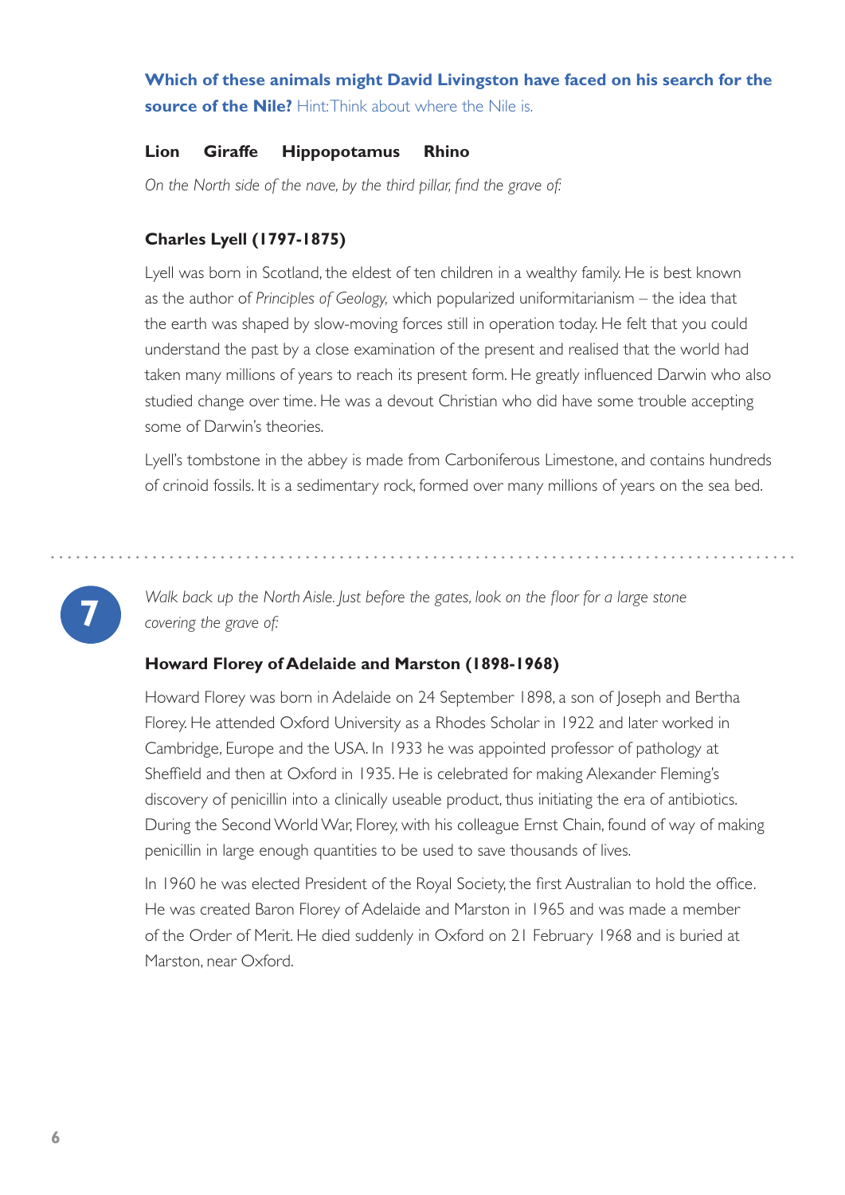**Which of these animals might David Livingston have faced on his search for the source of the Nile?** Hint: Think about where the Nile is.

**Lion Giraffe Hippopotamus Rhino**

*On the North side of the nave, by the third pillar, find the grave of:*

### Charles Lyell (1797-1875)

Lyell was born in Scotland, the eldest of ten children in a wealthy family. He is best known as the author of *Principles of Geology,* which popularized uniformitarianism – the idea that the earth was shaped by slow-moving forces still in operation today. He felt that you could understand the past by a close examination of the present and realised that the world had taken many millions of years to reach its present form. He greatly influenced Darwin who also studied change over time. He was a devout Christian who did have some trouble accepting some of Darwin's theories.

Lyell's tombstone in the abbey is made from Carboniferous Limestone, and contains hundreds of crinoid fossils. It is a sedimentary rock, formed over many millions of years on the sea bed.

---

## 7

*Walk back up the North Aisle. Just before the gates, look on the floor for a large stone covering the grave of:*

### Howard Florey of Adelaide and Marston (1898-1968)

Howard Florey was born in Adelaide on 24 September 1898, a son of Joseph and Bertha Florey. He attended Oxford University as a Rhodes Scholar in 1922 and later worked in Cambridge, Europe and the USA. In 1933 he was appointed professor of pathology at Sheffield and then at Oxford in 1935. He is celebrated for making Alexander Fleming's discovery of penicillin into a clinically useable product, thus initiating the era of antibiotics. During the Second World War, Florey, with his colleague Ernst Chain, found of way of making penicillin in large enough quantities to be used to save thousands of lives.

In 1960 he was elected President of the Royal Society, the first Australian to hold the office. He was created Baron Florey of Adelaide and Marston in 1965 and was made a member of the Order of Merit. He died suddenly in Oxford on 21 February 1968 and is buried at Marston, near Oxford.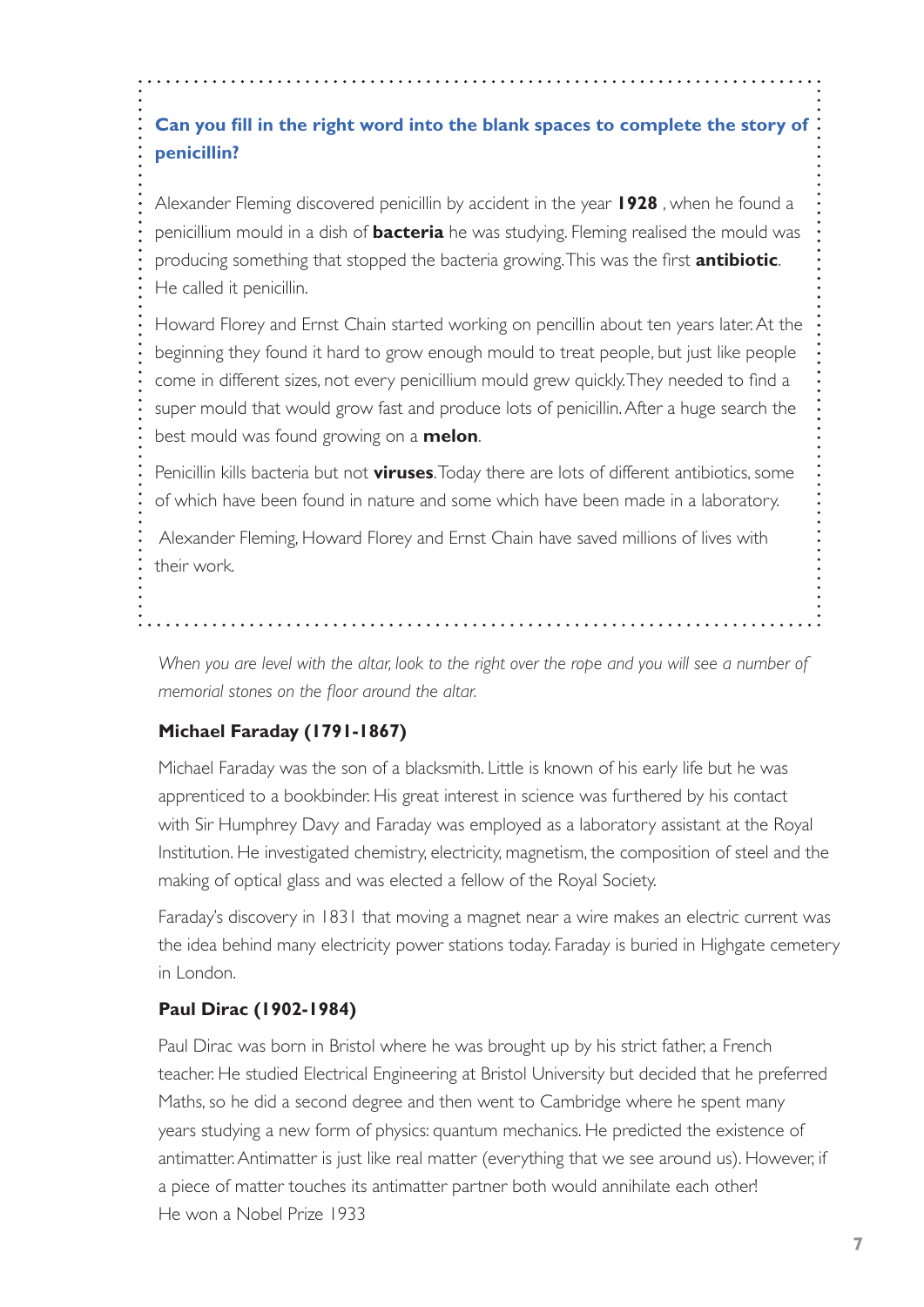**Can you fill in the right word into the blank spaces to complete the story of penicillin?**

Alexander Fleming discovered penicillin by accident in the year **1928** , when he found a penicillium mould in a dish of **bacteria** he was studying. Fleming realised the mould was producing something that stopped the bacteria growing. This was the first **antibiotic**. He called it penicillin.

Howard Florey and Ernst Chain started working on pencillin about ten years later. At the beginning they found it hard to grow enough mould to treat people, but just like people come in different sizes, not every penicillium mould grew quickly. They needed to find a super mould that would grow fast and produce lots of penicillin. After a huge search the best mould was found growing on a **melon**.

Penicillin kills bacteria but not **viruses**. Today there are lots of different antibiotics, some of which have been found in nature and some which have been made in a laboratory.

Alexander Fleming, Howard Florey and Ernst Chain have saved millions of lives with their work.

*When you are level with the altar, look to the right over the rope and you will see a number of memorial stones on the floor around the altar.*

### Michael Faraday (1791-1867)

Michael Faraday was the son of a blacksmith. Little is known of his early life but he was apprenticed to a bookbinder. His great interest in science was furthered by his contact with Sir Humphrey Davy and Faraday was employed as a laboratory assistant at the Royal Institution. He investigated chemistry, electricity, magnetism, the composition of steel and the making of optical glass and was elected a fellow of the Royal Society.

Faraday's discovery in 1831 that moving a magnet near a wire makes an electric current was the idea behind many electricity power stations today. Faraday is buried in Highgate cemetery in London.

### Paul Dirac (1902-1984)

Paul Dirac was born in Bristol where he was brought up by his strict father, a French teacher. He studied Electrical Engineering at Bristol University but decided that he preferred Maths, so he did a second degree and then went to Cambridge where he spent many years studying a new form of physics: quantum mechanics. He predicted the existence of antimatter. Antimatter is just like real matter (everything that we see around us). However, if a piece of matter touches its antimatter partner both would annihilate each other!
He won a Nobel Prize 1933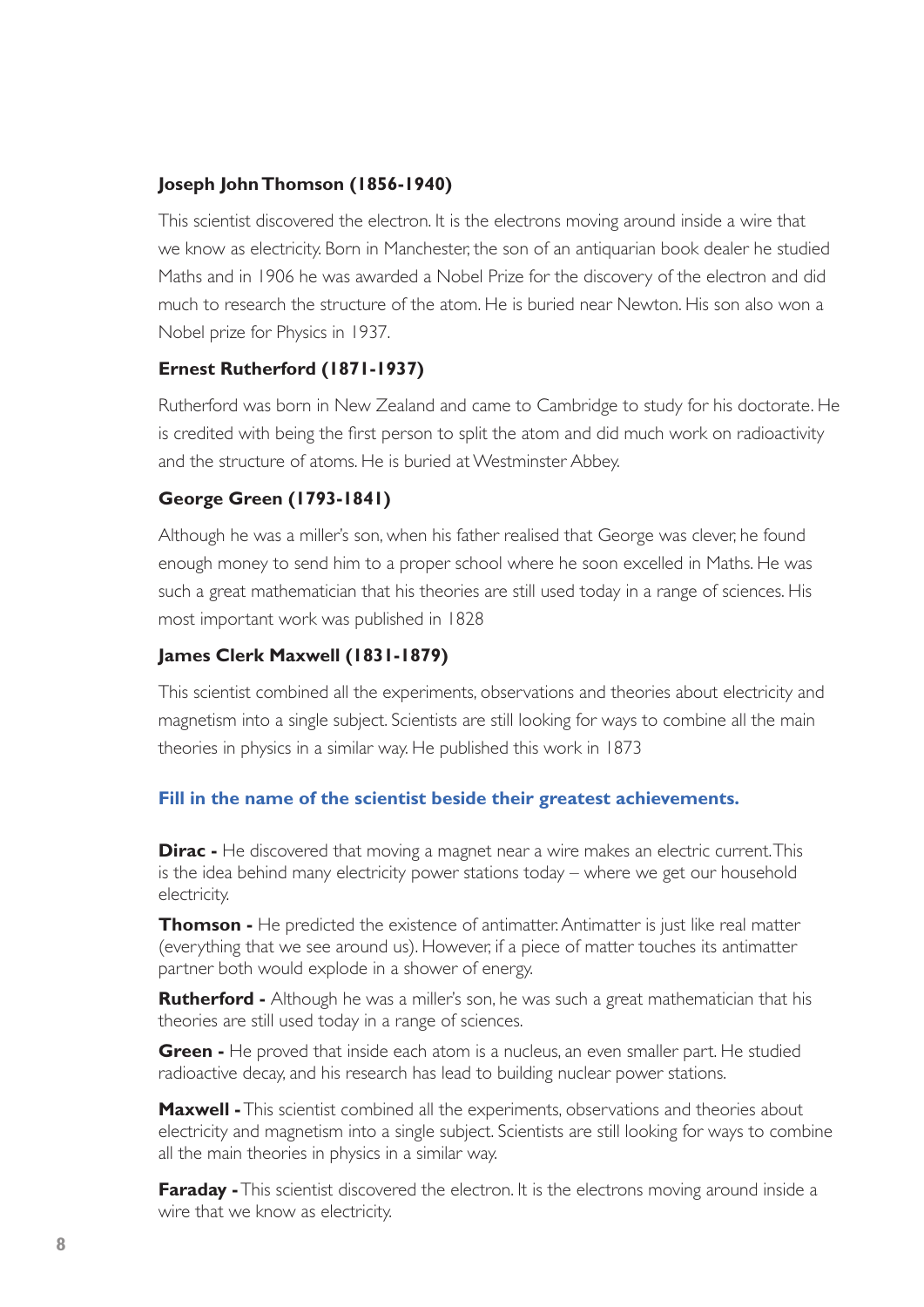**Joseph John Thomson (1856-1940)**

This scientist discovered the electron. It is the electrons moving around inside a wire that we know as electricity. Born in Manchester, the son of an antiquarian book dealer he studied Maths and in 1906 he was awarded a Nobel Prize for the discovery of the electron and did much to research the structure of the atom. He is buried near Newton. His son also won a Nobel prize for Physics in 1937.

**Ernest Rutherford (1871-1937)**

Rutherford was born in New Zealand and came to Cambridge to study for his doctorate. He is credited with being the first person to split the atom and did much work on radioactivity and the structure of atoms. He is buried at Westminster Abbey.

**George Green (1793-1841)**

Although he was a miller's son, when his father realised that George was clever, he found enough money to send him to a proper school where he soon excelled in Maths. He was such a great mathematician that his theories are still used today in a range of sciences. His most important work was published in 1828

**James Clerk Maxwell (1831-1879)**

This scientist combined all the experiments, observations and theories about electricity and magnetism into a single subject. Scientists are still looking for ways to combine all the main theories in physics in a similar way. He published this work in 1873

**Fill in the name of the scientist beside their greatest achievements.**

**Dirac -** He discovered that moving a magnet near a wire makes an electric current. This is the idea behind many electricity power stations today – where we get our household electricity.

**Thomson -** He predicted the existence of antimatter. Antimatter is just like real matter (everything that we see around us). However, if a piece of matter touches its antimatter partner both would explode in a shower of energy.

**Rutherford -** Although he was a miller's son, he was such a great mathematician that his theories are still used today in a range of sciences.

**Green -** He proved that inside each atom is a nucleus, an even smaller part. He studied radioactive decay, and his research has lead to building nuclear power stations.

**Maxwell -** This scientist combined all the experiments, observations and theories about electricity and magnetism into a single subject. Scientists are still looking for ways to combine all the main theories in physics in a similar way.

**Faraday -** This scientist discovered the electron. It is the electrons moving around inside a wire that we know as electricity.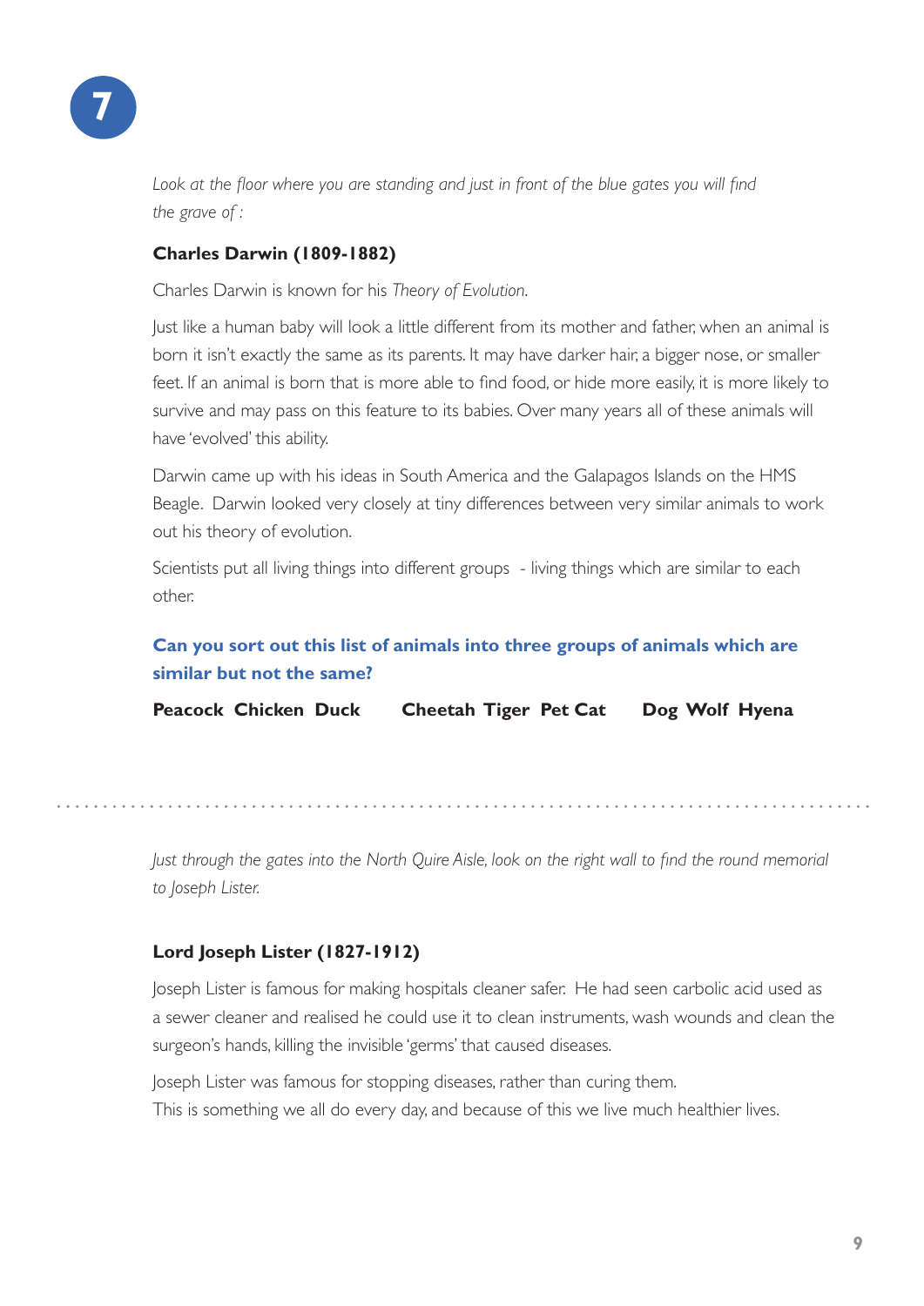# 7

*Look at the floor where you are standing and just in front of the blue gates you will find the grave of :*

**Charles Darwin (1809-1882)**

Charles Darwin is known for his *Theory of Evolution*.

Just like a human baby will look a little different from its mother and father, when an animal is born it isn't exactly the same as its parents. It may have darker hair, a bigger nose, or smaller feet. If an animal is born that is more able to find food, or hide more easily, it is more likely to survive and may pass on this feature to its babies. Over many years all of these animals will have 'evolved' this ability.

Darwin came up with his ideas in South America and the Galapagos Islands on the HMS Beagle. Darwin looked very closely at tiny differences between very similar animals to work out his theory of evolution.

Scientists put all living things into different groups - living things which are similar to each other.

**Can you sort out this list of animals into three groups of animals which are similar but not the same?**

**Peacock Chicken Duck Cheetah Tiger Pet Cat Dog Wolf Hyena**

---

*Just through the gates into the North Quire Aisle, look on the right wall to find the round memorial to Joseph Lister.*

**Lord Joseph Lister (1827-1912)**

Joseph Lister is famous for making hospitals cleaner safer. He had seen carbolic acid used as a sewer cleaner and realised he could use it to clean instruments, wash wounds and clean the surgeon's hands, killing the invisible 'germs' that caused diseases.

Joseph Lister was famous for stopping diseases, rather than curing them.
This is something we all do every day, and because of this we live much healthier lives.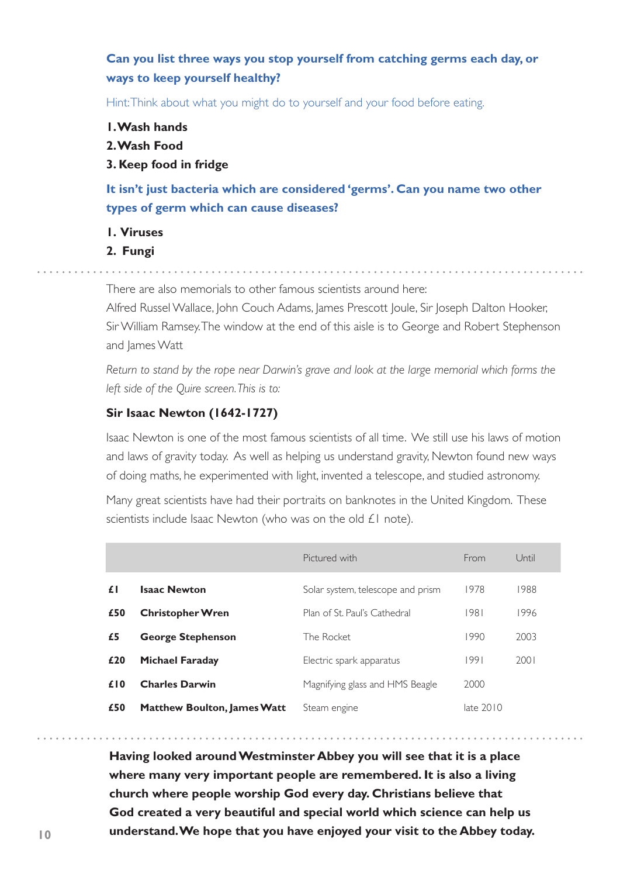**Can you list three ways you stop yourself from catching germs each day, or ways to keep yourself healthy?**

Hint: Think about what you might do to yourself and your food before eating.

**1. Wash hands**
**2. Wash Food**
**3. Keep food in fridge**

**It isn't just bacteria which are considered 'germs'. Can you name two other types of germ which can cause diseases?**

**1. Viruses**
**2. Fungi**

---

There are also memorials to other famous scientists around here:
Alfred Russel Wallace, John Couch Adams, James Prescott Joule, Sir Joseph Dalton Hooker, Sir William Ramsey. The window at the end of this aisle is to George and Robert Stephenson and James Watt

*Return to stand by the rope near Darwin's grave and look at the large memorial which forms the left side of the Quire screen. This is to:*

### Sir Isaac Newton (1642-1727)

Isaac Newton is one of the most famous scientists of all time. We still use his laws of motion and laws of gravity today. As well as helping us understand gravity, Newton found new ways of doing maths, he experimented with light, invented a telescope, and studied astronomy.

Many great scientists have had their portraits on banknotes in the United Kingdom. These scientists include Isaac Newton (who was on the old £1 note).

| | | Pictured with | From | Until |
|---|---|---|---|---|
| **£1** | **Isaac Newton** | Solar system, telescope and prism | 1978 | 1988 |
| **£50** | **Christopher Wren** | Plan of St. Paul's Cathedral | 1981 | 1996 |
| **£5** | **George Stephenson** | The Rocket | 1990 | 2003 |
| **£20** | **Michael Faraday** | Electric spark apparatus | 1991 | 2001 |
| **£10** | **Charles Darwin** | Magnifying glass and HMS Beagle | 2000 | |
| **£50** | **Matthew Boulton, James Watt** | Steam engine | late 2010 | |

---

**Having looked around Westminster Abbey you will see that it is a place where many very important people are remembered. It is also a living church where people worship God every day. Christians believe that God created a very beautiful and special world which science can help us understand. We hope that you have enjoyed your visit to the Abbey today.**